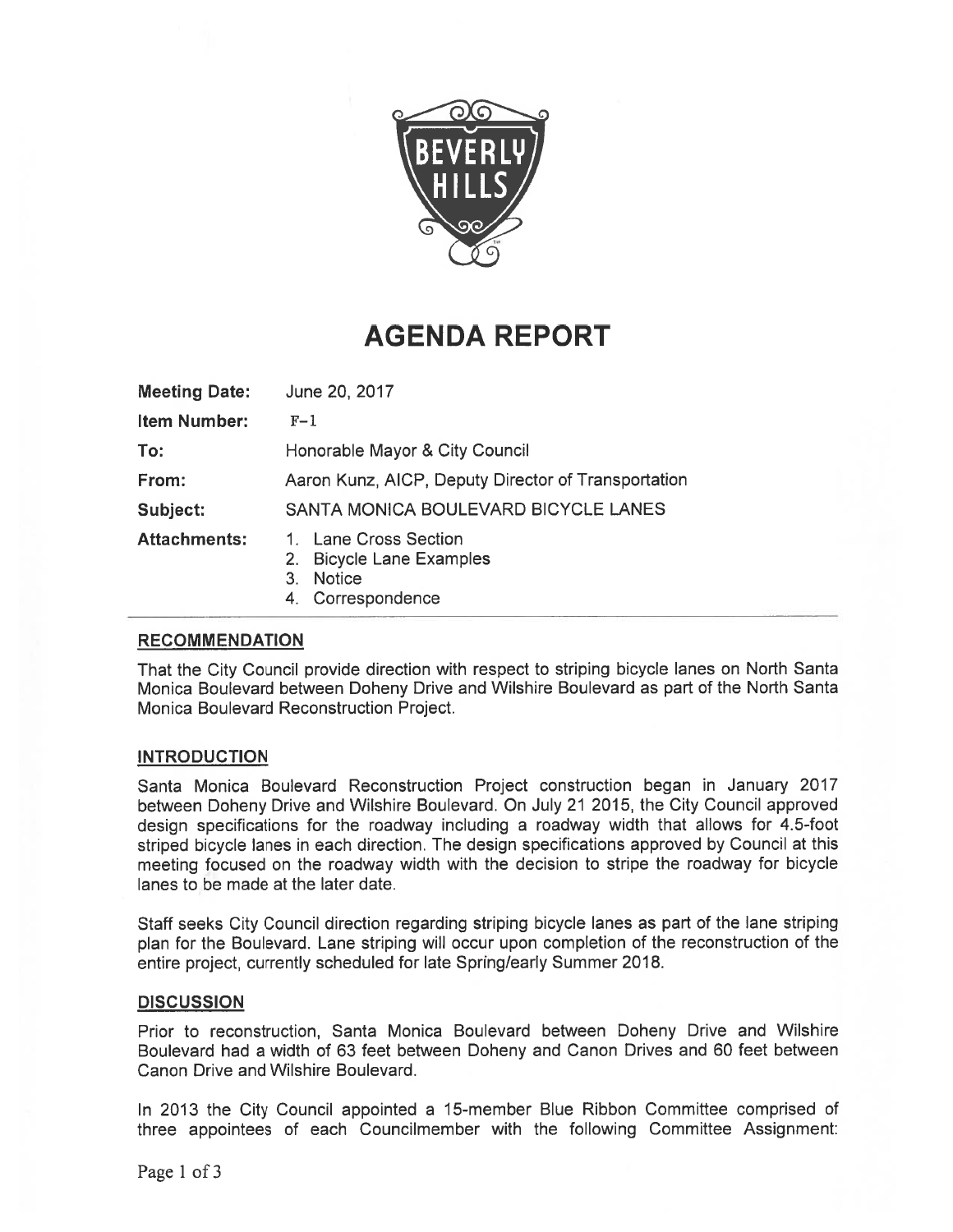# AGENDA REPORT

**Meeting Date:** June 20, 2017

**Item Number:** F-1

**To:** Honorable Mayor & City Council

**From:** Aaron Kunz, AICP, Deputy Director of Transportation

**Subject:** SANTA MONICA BOULEVARD BICYCLE LANES

**Attachments:**
1. Lane Cross Section
2. Bicycle Lane Examples
3. Notice
4. Correspondence

## RECOMMENDATION

That the City Council provide direction with respect to striping bicycle lanes on North Santa Monica Boulevard between Doheny Drive and Wilshire Boulevard as part of the North Santa Monica Boulevard Reconstruction Project.

## INTRODUCTION

Santa Monica Boulevard Reconstruction Project construction began in January 2017 between Doheny Drive and Wilshire Boulevard. On July 21 2015, the City Council approved design specifications for the roadway including a roadway width that allows for 4.5-foot striped bicycle lanes in each direction. The design specifications approved by Council at this meeting focused on the roadway width with the decision to stripe the roadway for bicycle lanes to be made at the later date.

Staff seeks City Council direction regarding striping bicycle lanes as part of the lane striping plan for the Boulevard. Lane striping will occur upon completion of the reconstruction of the entire project, currently scheduled for late Spring/early Summer 2018.

## DISCUSSION

Prior to reconstruction, Santa Monica Boulevard between Doheny Drive and Wilshire Boulevard had a width of 63 feet between Doheny and Canon Drives and 60 feet between Canon Drive and Wilshire Boulevard.

In 2013 the City Council appointed a 15-member Blue Ribbon Committee comprised of three appointees of each Councilmember with the following Committee Assignment: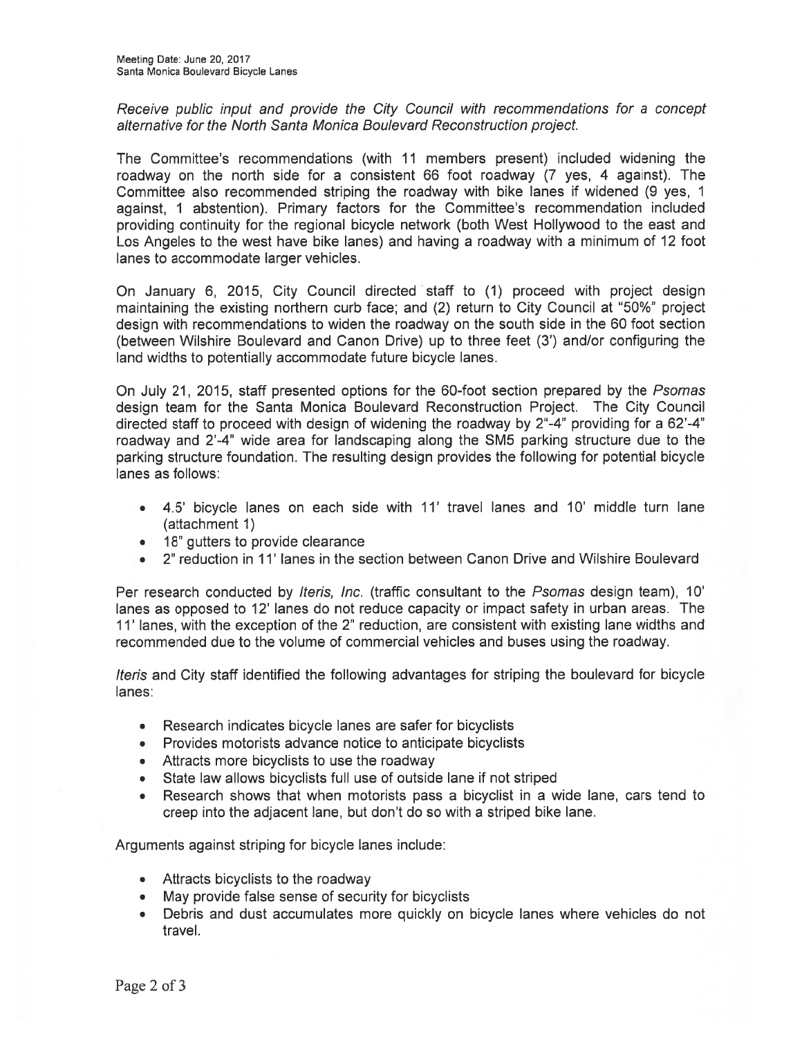*Receive public input and provide the City Council with recommendations for a concept alternative for the North Santa Monica Boulevard Reconstruction project.*

The Committee's recommendations (with 11 members present) included widening the roadway on the north side for a consistent 66 foot roadway (7 yes, 4 against). The Committee also recommended striping the roadway with bike lanes if widened (9 yes, 1 against, 1 abstention). Primary factors for the Committee's recommendation included providing continuity for the regional bicycle network (both West Hollywood to the east and Los Angeles to the west have bike lanes) and having a roadway with a minimum of 12 foot lanes to accommodate larger vehicles.

On January 6, 2015, City Council directed staff to (1) proceed with project design maintaining the existing northern curb face; and (2) return to City Council at "50%" project design with recommendations to widen the roadway on the south side in the 60 foot section (between Wilshire Boulevard and Canon Drive) up to three feet (3') and/or configuring the land widths to potentially accommodate future bicycle lanes.

On July 21, 2015, staff presented options for the 60-foot section prepared by the *Psomas* design team for the Santa Monica Boulevard Reconstruction Project. The City Council directed staff to proceed with design of widening the roadway by 2"-4" providing for a 62'-4" roadway and 2'-4" wide area for landscaping along the SM5 parking structure due to the parking structure foundation. The resulting design provides the following for potential bicycle lanes as follows:

- 4.5' bicycle lanes on each side with 11' travel lanes and 10' middle turn lane (attachment 1)
- 18" gutters to provide clearance
- 2" reduction in 11' lanes in the section between Canon Drive and Wilshire Boulevard

Per research conducted by *Iteris, Inc.* (traffic consultant to the *Psomas* design team), 10' lanes as opposed to 12' lanes do not reduce capacity or impact safety in urban areas. The 11' lanes, with the exception of the 2" reduction, are consistent with existing lane widths and recommended due to the volume of commercial vehicles and buses using the roadway.

*Iteris* and City staff identified the following advantages for striping the boulevard for bicycle lanes:

- Research indicates bicycle lanes are safer for bicyclists
- Provides motorists advance notice to anticipate bicyclists
- Attracts more bicyclists to use the roadway
- State law allows bicyclists full use of outside lane if not striped
- Research shows that when motorists pass a bicyclist in a wide lane, cars tend to creep into the adjacent lane, but don't do so with a striped bike lane.

Arguments against striping for bicycle lanes include:

- Attracts bicyclists to the roadway
- May provide false sense of security for bicyclists
- Debris and dust accumulates more quickly on bicycle lanes where vehicles do not travel.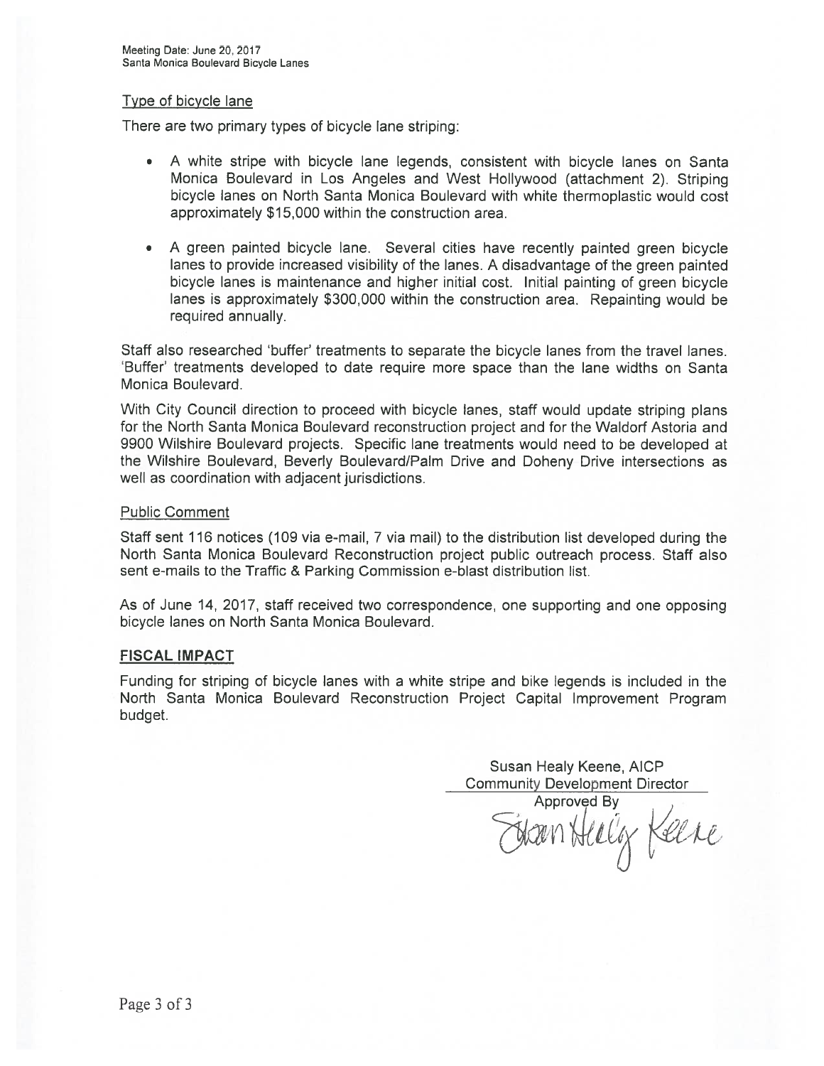Type of bicycle lane

There are two primary types of bicycle lane striping:

- A white stripe with bicycle lane legends, consistent with bicycle lanes on Santa Monica Boulevard in Los Angeles and West Hollywood (attachment 2). Striping bicycle lanes on North Santa Monica Boulevard with white thermoplastic would cost approximately $15,000 within the construction area.

- A green painted bicycle lane. Several cities have recently painted green bicycle lanes to provide increased visibility of the lanes. A disadvantage of the green painted bicycle lanes is maintenance and higher initial cost. Initial painting of green bicycle lanes is approximately $300,000 within the construction area. Repainting would be required annually.

Staff also researched 'buffer' treatments to separate the bicycle lanes from the travel lanes. 'Buffer' treatments developed to date require more space than the lane widths on Santa Monica Boulevard.

With City Council direction to proceed with bicycle lanes, staff would update striping plans for the North Santa Monica Boulevard reconstruction project and for the Waldorf Astoria and 9900 Wilshire Boulevard projects. Specific lane treatments would need to be developed at the Wilshire Boulevard, Beverly Boulevard/Palm Drive and Doheny Drive intersections as well as coordination with adjacent jurisdictions.

Public Comment

Staff sent 116 notices (109 via e-mail, 7 via mail) to the distribution list developed during the North Santa Monica Boulevard Reconstruction project public outreach process. Staff also sent e-mails to the Traffic & Parking Commission e-blast distribution list.

As of June 14, 2017, staff received two correspondence, one supporting and one opposing bicycle lanes on North Santa Monica Boulevard.

## FISCAL IMPACT

Funding for striping of bicycle lanes with a white stripe and bike legends is included in the North Santa Monica Boulevard Reconstruction Project Capital Improvement Program budget.

Susan Healy Keene, AICP
Community Development Director
Approved By

Susan Healy Keene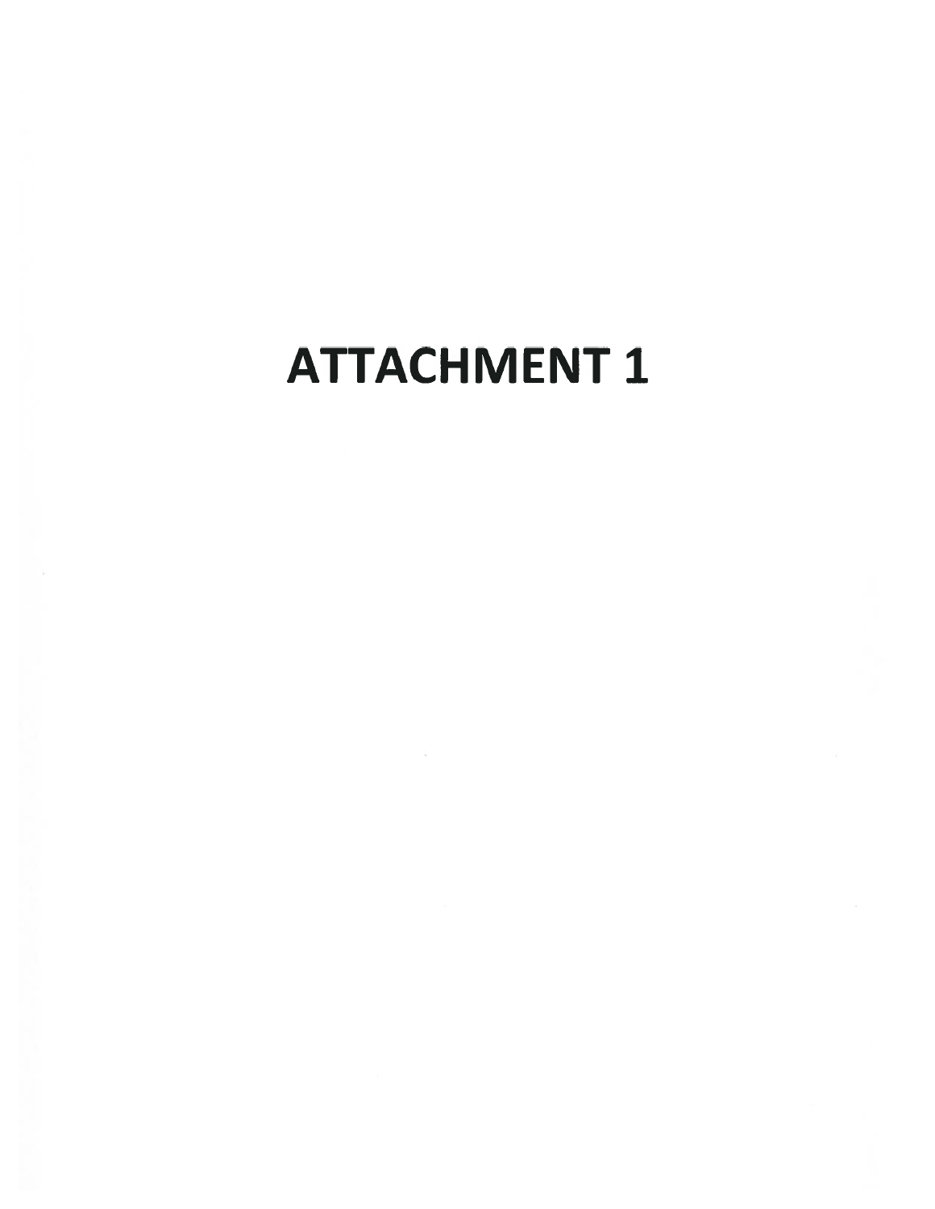# ATTACHMENT 1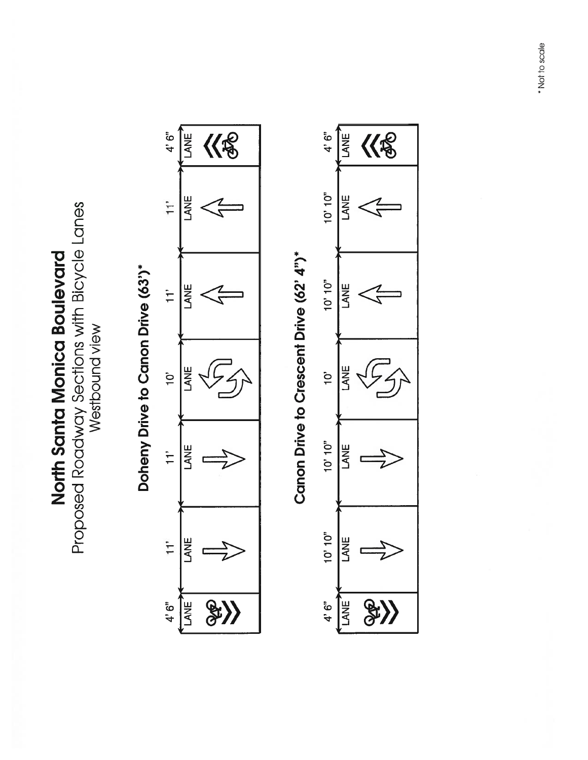# North Santa Monica Boulevard

Proposed Roadway Sections with Bicycle Lanes

Westbound view

## Doheny Drive to Canon Drive (63')*

4' 6"
LANE

11'
LANE

11'
LANE

10'
LANE

11'
LANE

11'
LANE

4' 6"
LANE

## Canon Drive to Crescent Drive (62' 4")*

4' 6"
LANE

10' 10"
LANE

10' 10"
LANE

10'
LANE

10' 10"
LANE

10' 10"
LANE

4' 6"
LANE

* Not to scale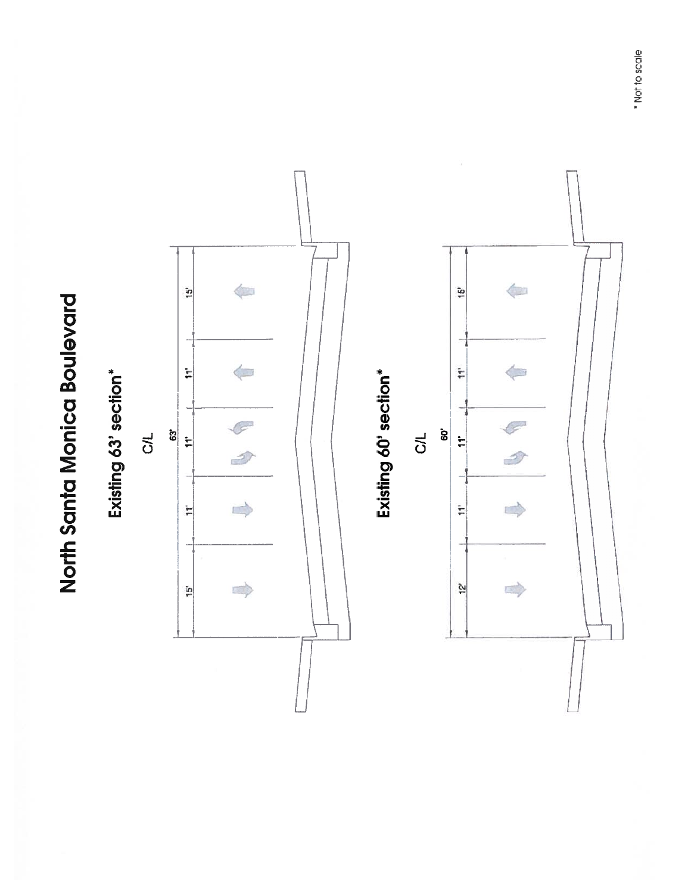# North Santa Monica Boulevard

## Existing 63' section*

C/L

63'

15'
11'
11'
11'
15'

## Existing 60' section*

C/L

60'

12'
11'
11'
11'
15'

* Not to scale